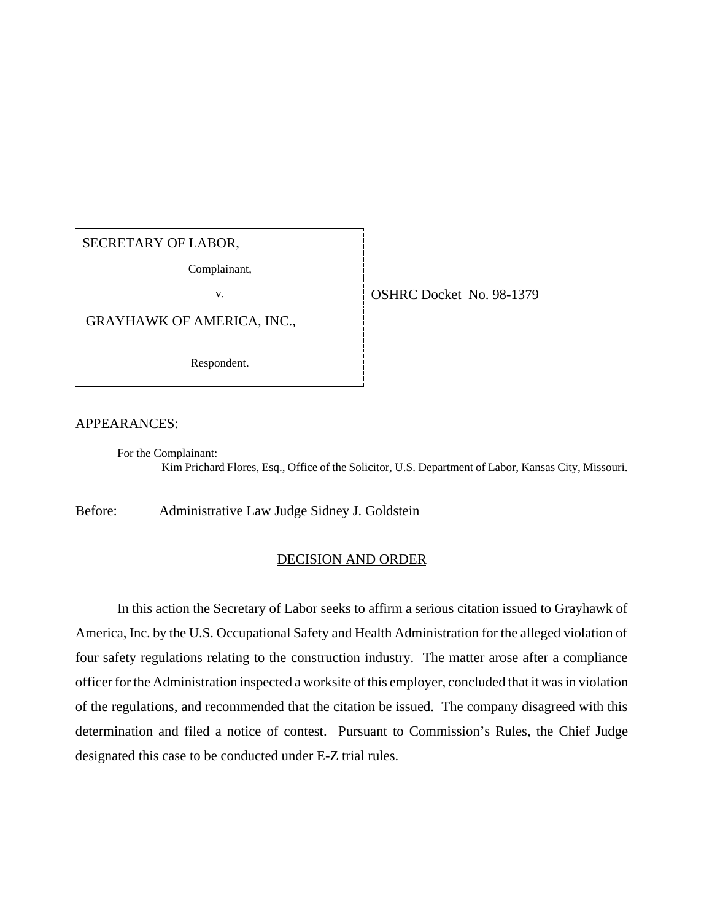SECRETARY OF LABOR,

Complainant,

v.

GRAYHAWK OF AMERICA, INC.,

Respondent.

OSHRC Docket No. 98-1379

APPEARANCES:

For the Complainant:
Kim Prichard Flores, Esq., Office of the Solicitor, U.S. Department of Labor, Kansas City, Missouri.

Before: Administrative Law Judge Sidney J. Goldstein

## DECISION AND ORDER

In this action the Secretary of Labor seeks to affirm a serious citation issued to Grayhawk of America, Inc. by the U.S. Occupational Safety and Health Administration for the alleged violation of four safety regulations relating to the construction industry. The matter arose after a compliance officer for the Administration inspected a worksite of this employer, concluded that it was in violation of the regulations, and recommended that the citation be issued. The company disagreed with this determination and filed a notice of contest. Pursuant to Commission's Rules, the Chief Judge designated this case to be conducted under E-Z trial rules.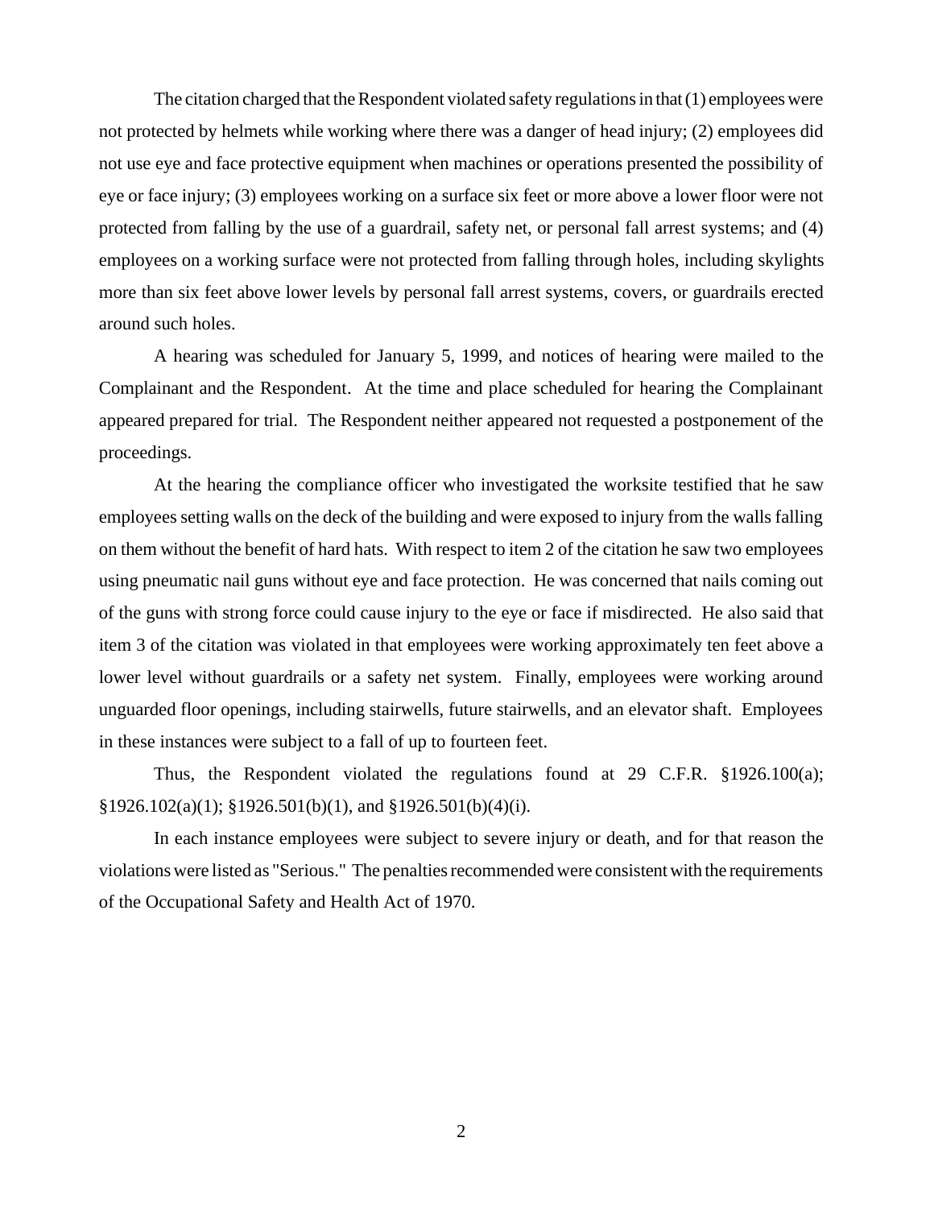The citation charged that the Respondent violated safety regulations in that (1) employees were not protected by helmets while working where there was a danger of head injury; (2) employees did not use eye and face protective equipment when machines or operations presented the possibility of eye or face injury; (3) employees working on a surface six feet or more above a lower floor were not protected from falling by the use of a guardrail, safety net, or personal fall arrest systems; and (4) employees on a working surface were not protected from falling through holes, including skylights more than six feet above lower levels by personal fall arrest systems, covers, or guardrails erected around such holes.

A hearing was scheduled for January 5, 1999, and notices of hearing were mailed to the Complainant and the Respondent. At the time and place scheduled for hearing the Complainant appeared prepared for trial. The Respondent neither appeared not requested a postponement of the proceedings.

At the hearing the compliance officer who investigated the worksite testified that he saw employees setting walls on the deck of the building and were exposed to injury from the walls falling on them without the benefit of hard hats. With respect to item 2 of the citation he saw two employees using pneumatic nail guns without eye and face protection. He was concerned that nails coming out of the guns with strong force could cause injury to the eye or face if misdirected. He also said that item 3 of the citation was violated in that employees were working approximately ten feet above a lower level without guardrails or a safety net system. Finally, employees were working around unguarded floor openings, including stairwells, future stairwells, and an elevator shaft. Employees in these instances were subject to a fall of up to fourteen feet.

Thus, the Respondent violated the regulations found at 29 C.F.R. §1926.100(a); §1926.102(a)(1); §1926.501(b)(1), and §1926.501(b)(4)(i).

In each instance employees were subject to severe injury or death, and for that reason the violations were listed as "Serious." The penalties recommended were consistent with the requirements of the Occupational Safety and Health Act of 1970.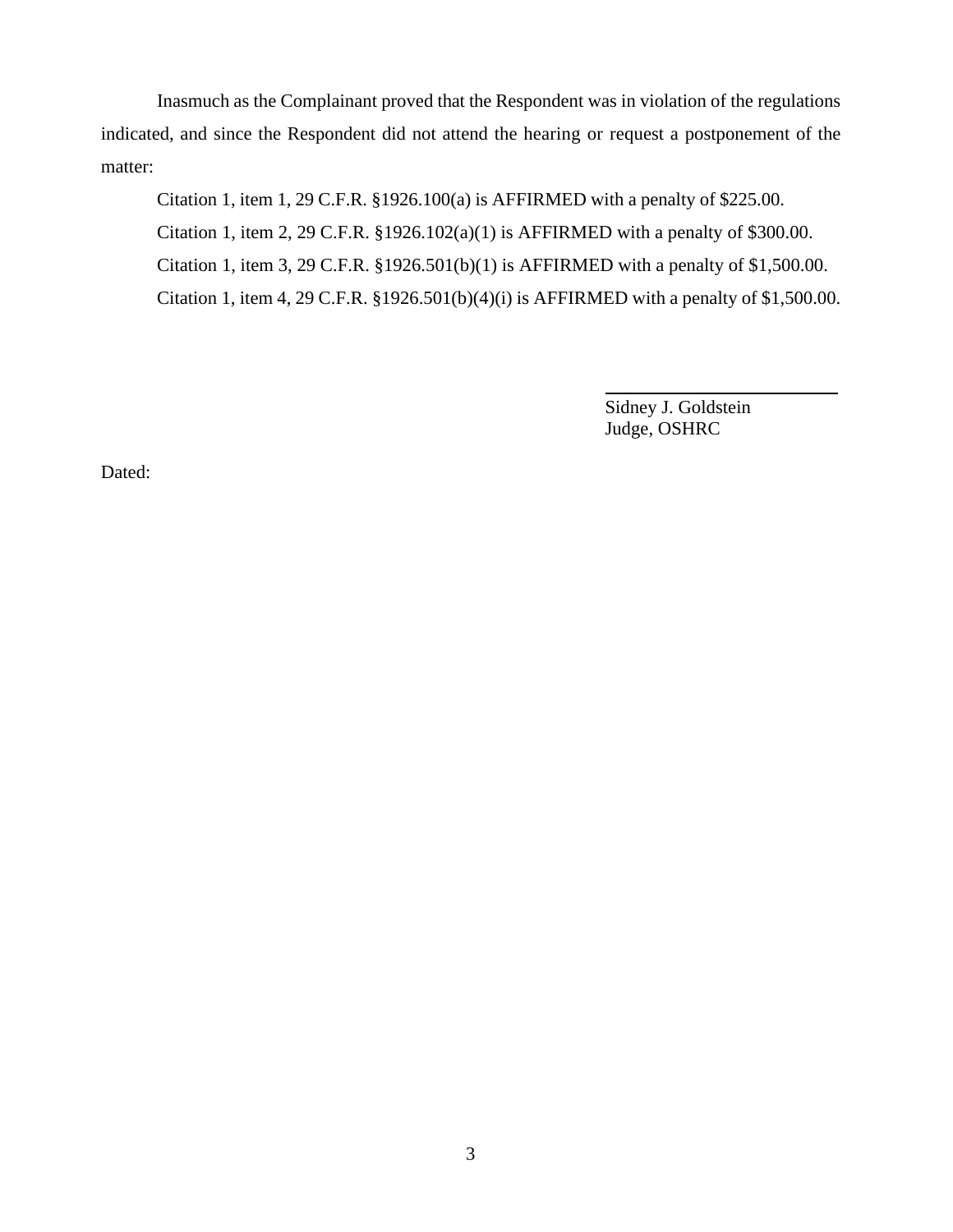Inasmuch as the Complainant proved that the Respondent was in violation of the regulations indicated, and since the Respondent did not attend the hearing or request a postponement of the matter:

Citation 1, item 1, 29 C.F.R. §1926.100(a) is AFFIRMED with a penalty of $225.00.

Citation 1, item 2, 29 C.F.R. §1926.102(a)(1) is AFFIRMED with a penalty of $300.00.

Citation 1, item 3, 29 C.F.R. §1926.501(b)(1) is AFFIRMED with a penalty of $1,500.00.

Citation 1, item 4, 29 C.F.R. §1926.501(b)(4)(i) is AFFIRMED with a penalty of $1,500.00.

Sidney J. Goldstein
Judge, OSHRC

Dated: